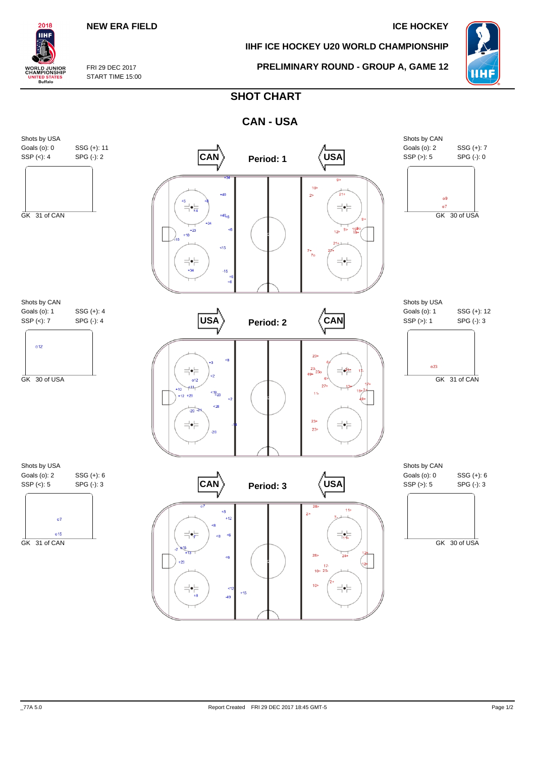NEW ERA FIELD

ICE HOCKEY

IIHF ICE HOCKEY U20 WORLD CHAMPIONSHIP

FRI 29 DEC 2017
START TIME 15:00

PRELIMINARY ROUND - GROUP A, GAME 12

# SHOT CHART

## CAN - USA

### Period: 1

CAN → USA

| Shots by USA | |
|---|---|
| Goals (o): 0 | SSG (+): 11 |
| SSP (<): 4 | SPG (-): 2 |

GK 31 of CAN

| Shots by CAN | |
|---|---|
| Goals (o): 2 | SSG (+): 7 |
| SSP (>): 5 | SPG (-): 0 |

o9
o7

GK 30 of USA

### Period: 2

USA → CAN

| Shots by CAN | |
|---|---|
| Goals (o): 1 | SSG (+): 4 |
| SSP (<): 7 | SPG (-): 4 |

o12

GK 30 of USA

| Shots by USA | |
|---|---|
| Goals (o): 1 | SSG (+): 12 |
| SSP (>): 1 | SPG (-): 3 |

o23

GK 31 of CAN

### Period: 3

CAN → USA

| Shots by USA | |
|---|---|
| Goals (o): 2 | SSG (+): 6 |
| SSP (<): 5 | SPG (-): 3 |

o7
o15

GK 31 of CAN

| Shots by CAN | |
|---|---|
| Goals (o): 0 | SSG (+): 6 |
| SSP (>): 5 | SPG (-): 3 |

GK 30 of USA

_77A 5.0 | Report Created FRI 29 DEC 2017 18:45 GMT-5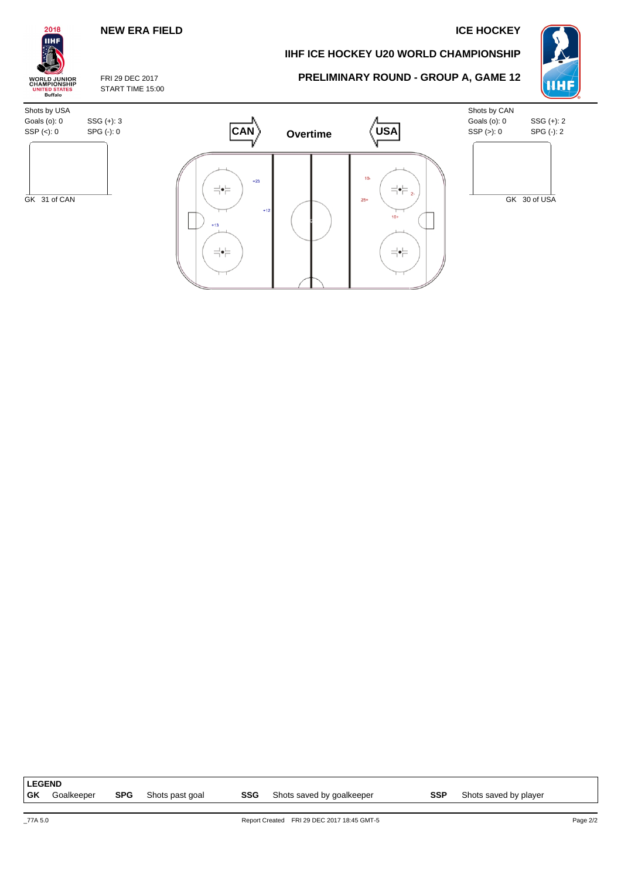NEW ERA FIELD

FRI 29 DEC 2017
START TIME 15:00

ICE HOCKEY

## IIHF ICE HOCKEY U20 WORLD CHAMPIONSHIP

### PRELIMINARY ROUND - GROUP A, GAME 12

Shots by USA
Goals (o): 0 SSG (+): 3
SSP (<): 0 SPG (-): 0

GK 31 of CAN

CAN
Overtime
USA

+23
+12
+13
10-
2-
25+
10+

Shots by CAN
Goals (o): 0 SSG (+): 2
SSP (>): 0 SPG (-): 2

GK 30 of USA

| LEGEND | | | | | | | |
|---|---|---|---|---|---|---|---|
| GK | Goalkeeper | SPG | Shots past goal | SSG | Shots saved by goalkeeper | SSP | Shots saved by player |

_77A 5.0 Report Created FRI 29 DEC 2017 18:45 GMT-5